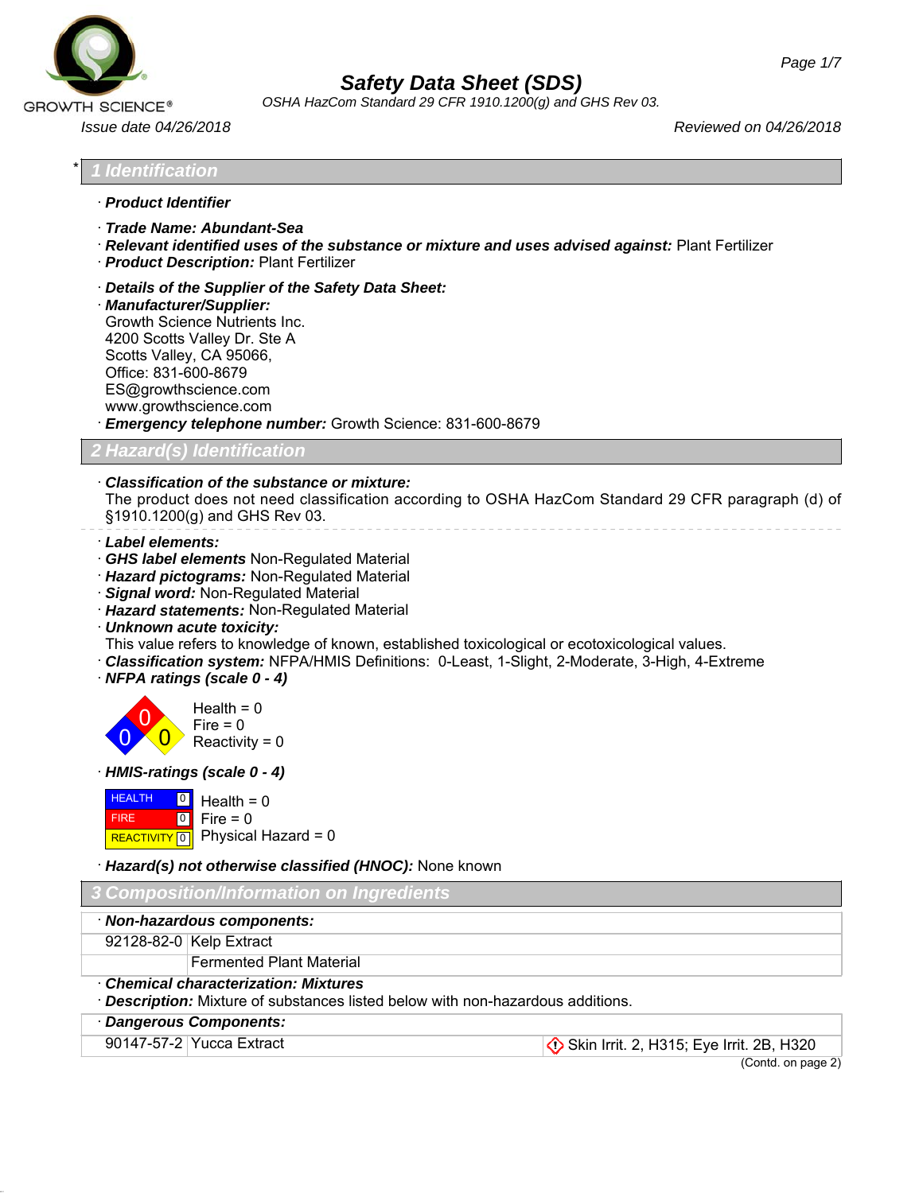# Safety Data Sheet (SDS)

*OSHA HazCom Standard 29 CFR 1910.1200(g) and GHS Rev 03.*

GROWTH SCIENCE®

*Issue date 04/26/2018* *Reviewed on 04/26/2018*

## * 1 Identification

· **Product Identifier**

· **Trade Name: Abundant-Sea**
· **Relevant identified uses of the substance or mixture and uses advised against:** Plant Fertilizer
· **Product Description:** Plant Fertilizer

· **Details of the Supplier of the Safety Data Sheet:**
· **Manufacturer/Supplier:**
Growth Science Nutrients Inc.
4200 Scotts Valley Dr. Ste A
Scotts Valley, CA 95066,
Office: 831-600-8679
ES@growthscience.com
www.growthscience.com
· **Emergency telephone number:** Growth Science: 831-600-8679

## 2 Hazard(s) Identification

· **Classification of the substance or mixture:**
The product does not need classification according to OSHA HazCom Standard 29 CFR paragraph (d) of §1910.1200(g) and GHS Rev 03.

· **Label elements:**
· **GHS label elements** Non-Regulated Material
· **Hazard pictograms:** Non-Regulated Material
· **Signal word:** Non-Regulated Material
· **Hazard statements:** Non-Regulated Material
· **Unknown acute toxicity:**
This value refers to knowledge of known, established toxicological or ecotoxicological values.
· **Classification system:** NFPA/HMIS Definitions: 0-Least, 1-Slight, 2-Moderate, 3-High, 4-Extreme
· **NFPA ratings (scale 0 - 4)**

Health = 0
Fire = 0
Reactivity = 0

· **HMIS-ratings (scale 0 - 4)**

| | | |
|---|---|---|
| HEALTH | 0 | Health = 0 |
| FIRE | 0 | Fire = 0 |
| REACTIVITY | 0 | Physical Hazard = 0 |

· **Hazard(s) not otherwise classified (HNOC):** None known

## 3 Composition/Information on Ingredients

· **Non-hazardous components:**

| | |
|---|---|
| 92128-82-0 | Kelp Extract |
| | Fermented Plant Material |

· **Chemical characterization: Mixtures**
· **Description:** Mixture of substances listed below with non-hazardous additions.

· **Dangerous Components:**

| | | |
|---|---|---|
| 90147-57-2 | Yucca Extract | Skin Irrit. 2, H315; Eye Irrit. 2B, H320 |

(Contd. on page 2)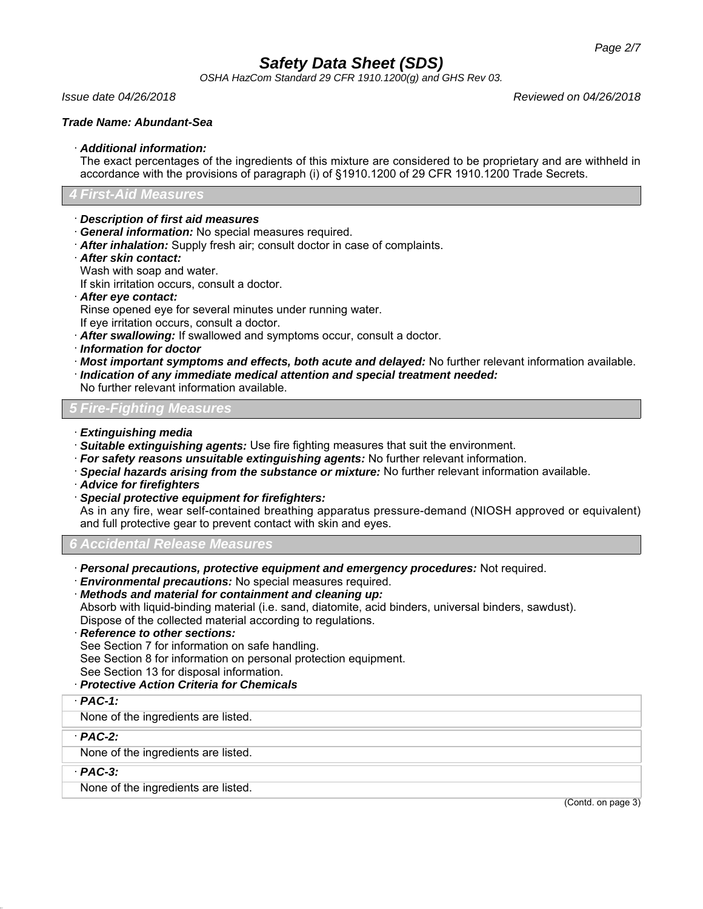**Trade Name: Abundant-Sea**

· ***Additional information:***
The exact percentages of the ingredients of this mixture are considered to be proprietary and are withheld in accordance with the provisions of paragraph (i) of §1910.1200 of 29 CFR 1910.1200 Trade Secrets.

## 4 First-Aid Measures

· ***Description of first aid measures***
· ***General information:*** No special measures required.
· ***After inhalation:*** Supply fresh air; consult doctor in case of complaints.
· ***After skin contact:***
Wash with soap and water.
If skin irritation occurs, consult a doctor.
· ***After eye contact:***
Rinse opened eye for several minutes under running water.
If eye irritation occurs, consult a doctor.
· ***After swallowing:*** If swallowed and symptoms occur, consult a doctor.
· ***Information for doctor***
· ***Most important symptoms and effects, both acute and delayed:*** No further relevant information available.
· ***Indication of any immediate medical attention and special treatment needed:***
No further relevant information available.

## 5 Fire-Fighting Measures

· ***Extinguishing media***
· ***Suitable extinguishing agents:*** Use fire fighting measures that suit the environment.
· ***For safety reasons unsuitable extinguishing agents:*** No further relevant information.
· ***Special hazards arising from the substance or mixture:*** No further relevant information available.
· ***Advice for firefighters***
· ***Special protective equipment for firefighters:***
As in any fire, wear self-contained breathing apparatus pressure-demand (NIOSH approved or equivalent) and full protective gear to prevent contact with skin and eyes.

## 6 Accidental Release Measures

· ***Personal precautions, protective equipment and emergency procedures:*** Not required.
· ***Environmental precautions:*** No special measures required.
· ***Methods and material for containment and cleaning up:***
Absorb with liquid-binding material (i.e. sand, diatomite, acid binders, universal binders, sawdust).
Dispose of the collected material according to regulations.
· ***Reference to other sections:***
See Section 7 for information on safe handling.
See Section 8 for information on personal protection equipment.
See Section 13 for disposal information.
· ***Protective Action Criteria for Chemicals***

· ***PAC-1:***
None of the ingredients are listed.

· ***PAC-2:***
None of the ingredients are listed.

· ***PAC-3:***
None of the ingredients are listed.

(Contd. on page 3)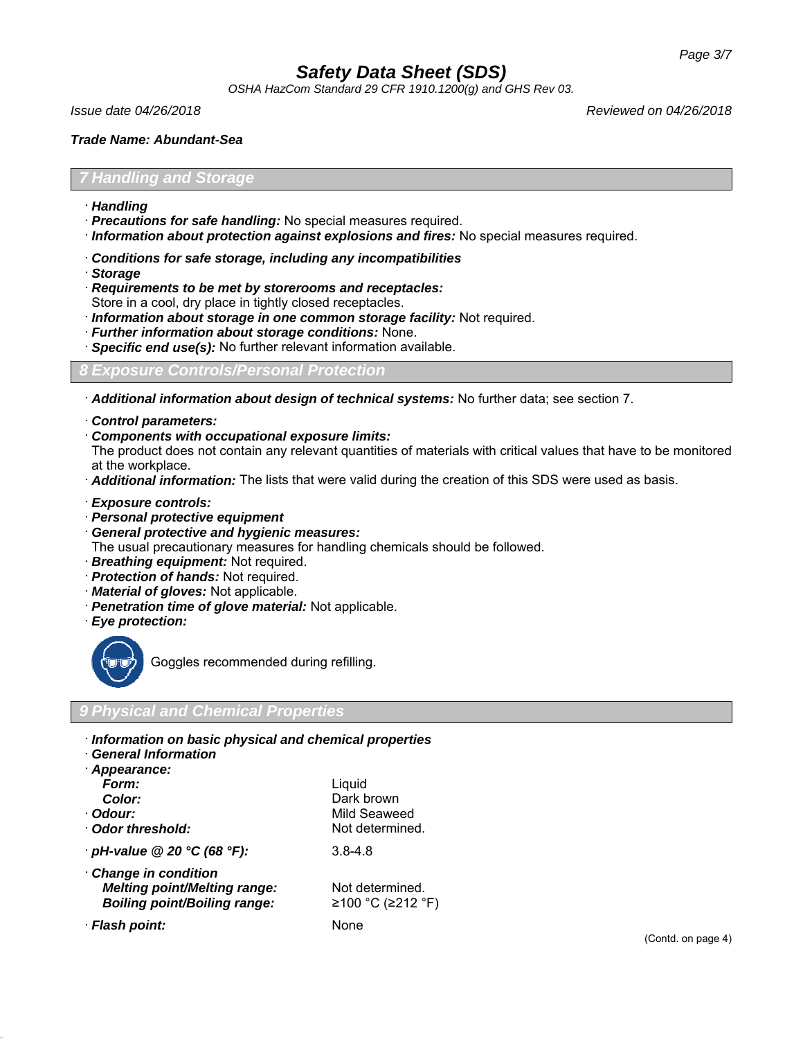# Safety Data Sheet (SDS)

*OSHA HazCom Standard 29 CFR 1910.1200(g) and GHS Rev 03.*

*Issue date 04/26/2018* *Reviewed on 04/26/2018*

***Trade Name: Abundant-Sea***

## 7 Handling and Storage

- ***Handling***
- ***Precautions for safe handling:*** No special measures required.
- ***Information about protection against explosions and fires:*** No special measures required.

- ***Conditions for safe storage, including any incompatibilities***
- ***Storage***
- ***Requirements to be met by storerooms and receptacles:***
  Store in a cool, dry place in tightly closed receptacles.
- ***Information about storage in one common storage facility:*** Not required.
- ***Further information about storage conditions:*** None.
- ***Specific end use(s):*** No further relevant information available.

## 8 Exposure Controls/Personal Protection

- ***Additional information about design of technical systems:*** No further data; see section 7.

- ***Control parameters:***
- ***Components with occupational exposure limits:***
  The product does not contain any relevant quantities of materials with critical values that have to be monitored at the workplace.
- ***Additional information:*** The lists that were valid during the creation of this SDS were used as basis.

- ***Exposure controls:***
- ***Personal protective equipment***
- ***General protective and hygienic measures:***
  The usual precautionary measures for handling chemicals should be followed.
- ***Breathing equipment:*** Not required.
- ***Protection of hands:*** Not required.
- ***Material of gloves:*** Not applicable.
- ***Penetration time of glove material:*** Not applicable.
- ***Eye protection:***

  Goggles recommended during refilling.

## 9 Physical and Chemical Properties

- ***Information on basic physical and chemical properties***
- ***General Information***

| | |
|---|---|
| · ***Appearance:*** | |
| ***Form:*** | Liquid |
| ***Color:*** | Dark brown |
| · ***Odour:*** | Mild Seaweed |
| · ***Odor threshold:*** | Not determined. |
| · ***pH-value @ 20 °C (68 °F):*** | 3.8-4.8 |
| · ***Change in condition*** | |
| ***Melting point/Melting range:*** | Not determined. |
| ***Boiling point/Boiling range:*** | ≥100 °C (≥212 °F) |
| · ***Flash point:*** | None |

(Contd. on page 4)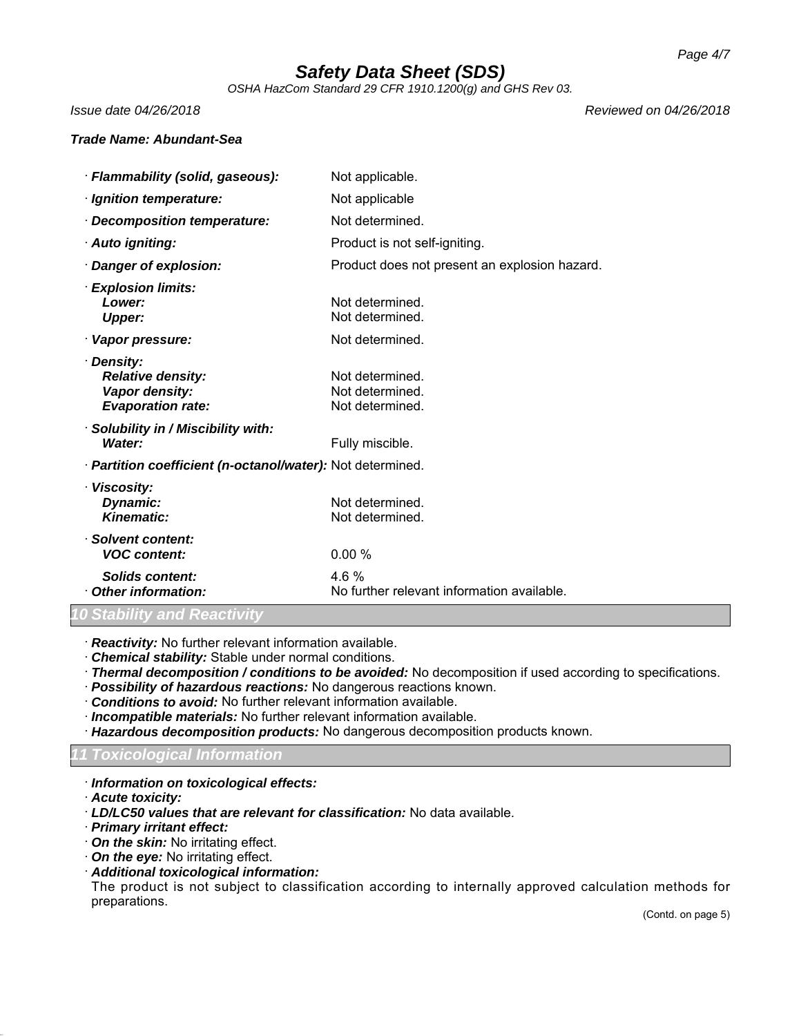# Safety Data Sheet (SDS)

*OSHA HazCom Standard 29 CFR 1910.1200(g) and GHS Rev 03.*

*Issue date 04/26/2018* *Reviewed on 04/26/2018*

***Trade Name: Abundant-Sea***

| | |
|---|---|
| · ***Flammability (solid, gaseous):*** | Not applicable. |
| · ***Ignition temperature:*** | Not applicable |
| · ***Decomposition temperature:*** | Not determined. |
| · ***Auto igniting:*** | Product is not self-igniting. |
| · ***Danger of explosion:*** | Product does not present an explosion hazard. |
| · ***Explosion limits:*** | |
| ***Lower:*** | Not determined. |
| ***Upper:*** | Not determined. |
| · ***Vapor pressure:*** | Not determined. |
| · ***Density:*** | |
| ***Relative density:*** | Not determined. |
| ***Vapor density:*** | Not determined. |
| ***Evaporation rate:*** | Not determined. |
| · ***Solubility in / Miscibility with:*** | |
| ***Water:*** | Fully miscible. |
| · ***Partition coefficient (n-octanol/water):*** | Not determined. |
| · ***Viscosity:*** | |
| ***Dynamic:*** | Not determined. |
| ***Kinematic:*** | Not determined. |
| · ***Solvent content:*** | |
| ***VOC content:*** | 0.00 % |
| ***Solids content:*** | 4.6 % |
| · ***Other information:*** | No further relevant information available. |

## 10 Stability and Reactivity

· ***Reactivity:*** No further relevant information available.
· ***Chemical stability:*** Stable under normal conditions.
· ***Thermal decomposition / conditions to be avoided:*** No decomposition if used according to specifications.
· ***Possibility of hazardous reactions:*** No dangerous reactions known.
· ***Conditions to avoid:*** No further relevant information available.
· ***Incompatible materials:*** No further relevant information available.
· ***Hazardous decomposition products:*** No dangerous decomposition products known.

## 11 Toxicological Information

· ***Information on toxicological effects:***
· ***Acute toxicity:***
· ***LD/LC50 values that are relevant for classification:*** No data available.
· ***Primary irritant effect:***
· ***On the skin:*** No irritating effect.
· ***On the eye:*** No irritating effect.
· ***Additional toxicological information:***
The product is not subject to classification according to internally approved calculation methods for preparations.

(Contd. on page 5)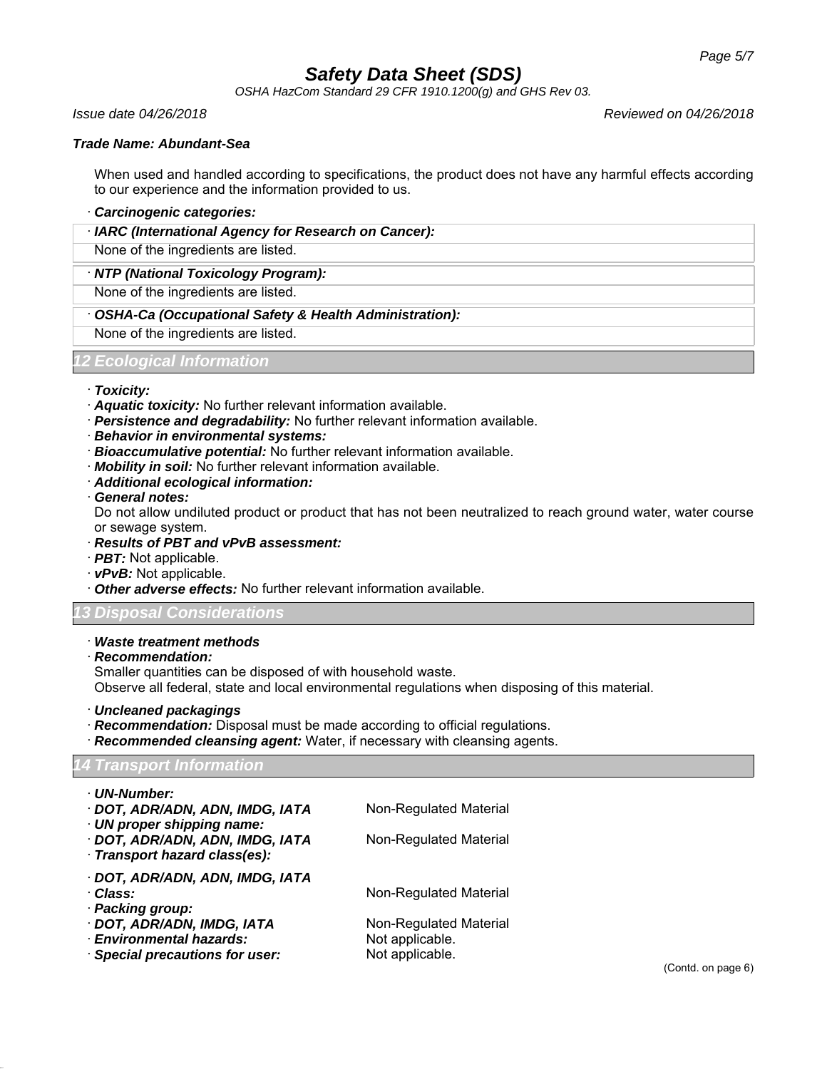**Trade Name: Abundant-Sea**

When used and handled according to specifications, the product does not have any harmful effects according to our experience and the information provided to us.

· ***Carcinogenic categories:***

· ***IARC (International Agency for Research on Cancer):***

None of the ingredients are listed.

· ***NTP (National Toxicology Program):***

None of the ingredients are listed.

· ***OSHA-Ca (Occupational Safety & Health Administration):***

None of the ingredients are listed.

## 12 Ecological Information

· ***Toxicity:***
· ***Aquatic toxicity:*** No further relevant information available.
· ***Persistence and degradability:*** No further relevant information available.
· ***Behavior in environmental systems:***
· ***Bioaccumulative potential:*** No further relevant information available.
· ***Mobility in soil:*** No further relevant information available.
· ***Additional ecological information:***
· ***General notes:***
Do not allow undiluted product or product that has not been neutralized to reach ground water, water course or sewage system.
· ***Results of PBT and vPvB assessment:***
· ***PBT:*** Not applicable.
· ***vPvB:*** Not applicable.
· ***Other adverse effects:*** No further relevant information available.

## 13 Disposal Considerations

· ***Waste treatment methods***
· ***Recommendation:***
Smaller quantities can be disposed of with household waste.
Observe all federal, state and local environmental regulations when disposing of this material.

· ***Uncleaned packagings***
· ***Recommendation:*** Disposal must be made according to official regulations.
· ***Recommended cleansing agent:*** Water, if necessary with cleansing agents.

## 14 Transport Information

· ***UN-Number:***
· ***DOT, ADR/ADN, ADN, IMDG, IATA*** Non-Regulated Material
· ***UN proper shipping name:***
· ***DOT, ADR/ADN, ADN, IMDG, IATA*** Non-Regulated Material
· ***Transport hazard class(es):***

· ***DOT, ADR/ADN, ADN, IMDG, IATA***
· ***Class:*** Non-Regulated Material
· ***Packing group:***
· ***DOT, ADR/ADN, IMDG, IATA*** Non-Regulated Material
· ***Environmental hazards:*** Not applicable.
· ***Special precautions for user:*** Not applicable.

(Contd. on page 6)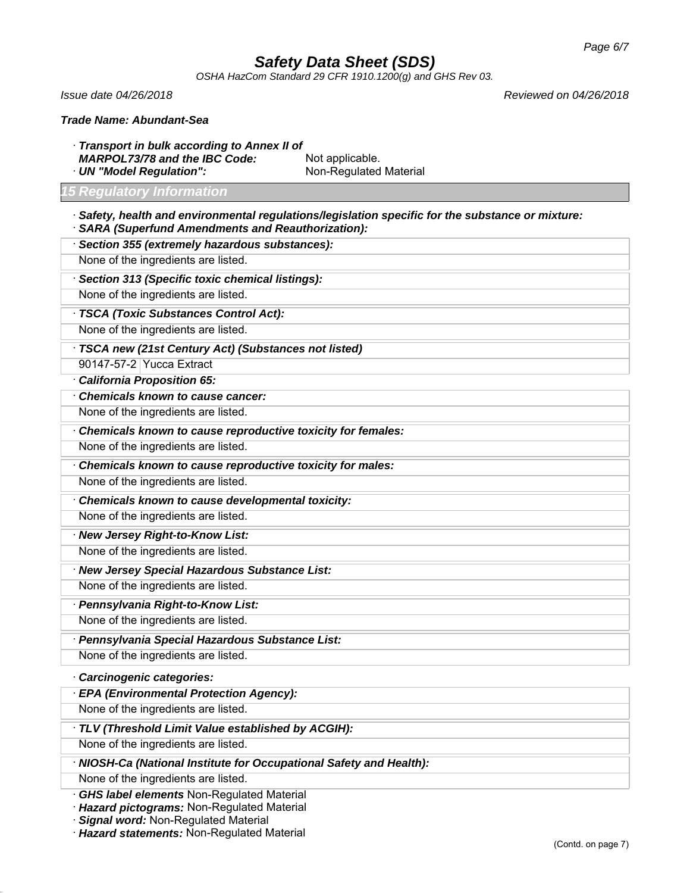**Trade Name: Abundant-Sea**

· ***Transport in bulk according to Annex II of MARPOL73/78 and the IBC Code:*** Not applicable.
· ***UN "Model Regulation":*** Non-Regulated Material

## 15 Regulatory Information

· ***Safety, health and environmental regulations/legislation specific for the substance or mixture:***
· ***SARA (Superfund Amendments and Reauthorization):***

· ***Section 355 (extremely hazardous substances):***

None of the ingredients are listed.

· ***Section 313 (Specific toxic chemical listings):***

None of the ingredients are listed.

· ***TSCA (Toxic Substances Control Act):***

None of the ingredients are listed.

· ***TSCA new (21st Century Act) (Substances not listed)***

| 90147-57-2 | Yucca Extract |
|---|---|

· ***California Proposition 65:***

· ***Chemicals known to cause cancer:***

None of the ingredients are listed.

· ***Chemicals known to cause reproductive toxicity for females:***

None of the ingredients are listed.

· ***Chemicals known to cause reproductive toxicity for males:***

None of the ingredients are listed.

· ***Chemicals known to cause developmental toxicity:***

None of the ingredients are listed.

· ***New Jersey Right-to-Know List:***

None of the ingredients are listed.

· ***New Jersey Special Hazardous Substance List:***

None of the ingredients are listed.

· ***Pennsylvania Right-to-Know List:***

None of the ingredients are listed.

· ***Pennsylvania Special Hazardous Substance List:***

None of the ingredients are listed.

· ***Carcinogenic categories:***

· ***EPA (Environmental Protection Agency):***

None of the ingredients are listed.

· ***TLV (Threshold Limit Value established by ACGIH):***

None of the ingredients are listed.

· ***NIOSH-Ca (National Institute for Occupational Safety and Health):***

None of the ingredients are listed.

· ***GHS label elements*** Non-Regulated Material
· ***Hazard pictograms:*** Non-Regulated Material
· ***Signal word:*** Non-Regulated Material
· ***Hazard statements:*** Non-Regulated Material

(Contd. on page 7)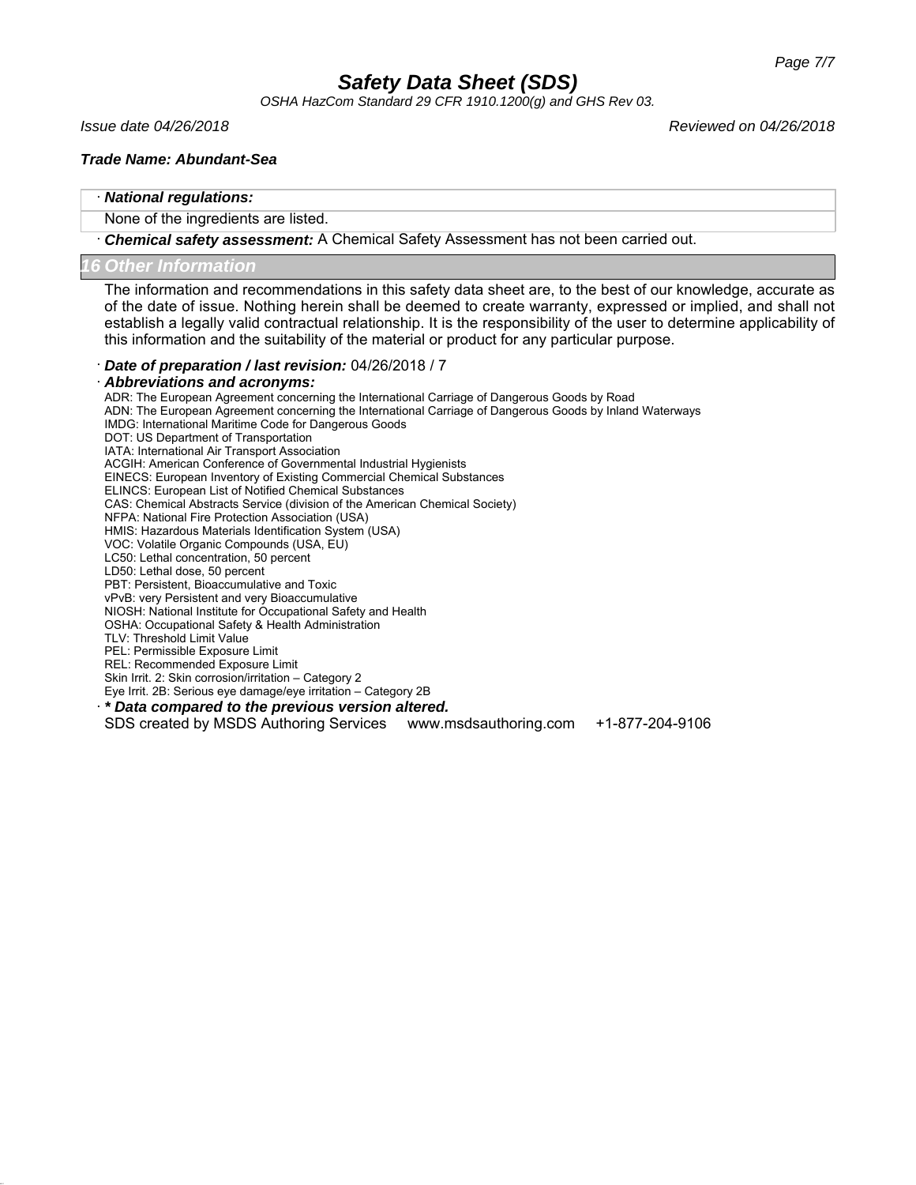· **National regulations:**

None of the ingredients are listed.

· **Chemical safety assessment:** A Chemical Safety Assessment has not been carried out.

## 16 Other Information

The information and recommendations in this safety data sheet are, to the best of our knowledge, accurate as of the date of issue. Nothing herein shall be deemed to create warranty, expressed or implied, and shall not establish a legally valid contractual relationship. It is the responsibility of the user to determine applicability of this information and the suitability of the material or product for any particular purpose.

· **Date of preparation / last revision:** 04/26/2018 / 7

· **Abbreviations and acronyms:**

ADR: The European Agreement concerning the International Carriage of Dangerous Goods by Road
ADN: The European Agreement concerning the International Carriage of Dangerous Goods by Inland Waterways
IMDG: International Maritime Code for Dangerous Goods
DOT: US Department of Transportation
IATA: International Air Transport Association
ACGIH: American Conference of Governmental Industrial Hygienists
EINECS: European Inventory of Existing Commercial Chemical Substances
ELINCS: European List of Notified Chemical Substances
CAS: Chemical Abstracts Service (division of the American Chemical Society)
NFPA: National Fire Protection Association (USA)
HMIS: Hazardous Materials Identification System (USA)
VOC: Volatile Organic Compounds (USA, EU)
LC50: Lethal concentration, 50 percent
LD50: Lethal dose, 50 percent
PBT: Persistent, Bioaccumulative and Toxic
vPvB: very Persistent and very Bioaccumulative
NIOSH: National Institute for Occupational Safety and Health
OSHA: Occupational Safety & Health Administration
TLV: Threshold Limit Value
PEL: Permissible Exposure Limit
REL: Recommended Exposure Limit
Skin Irrit. 2: Skin corrosion/irritation – Category 2
Eye Irrit. 2B: Serious eye damage/eye irritation – Category 2B

· ***** Data compared to the previous version altered.**

SDS created by MSDS Authoring Services www.msdsauthoring.com +1-877-204-9106